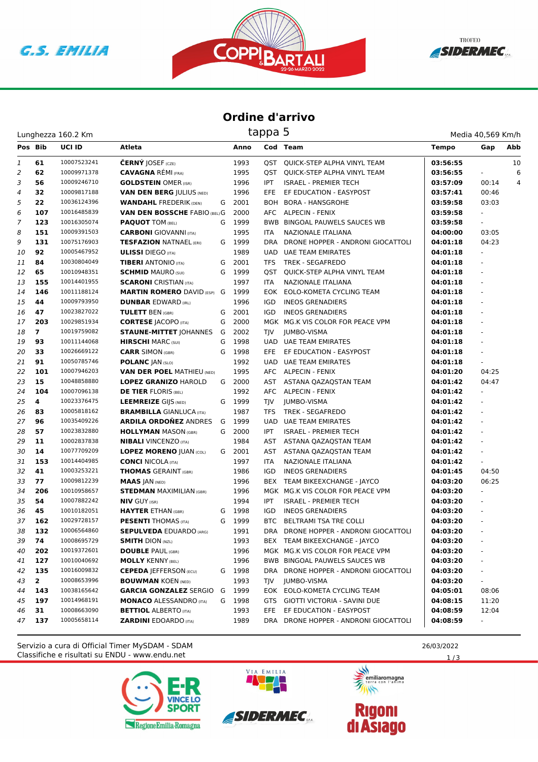# Ordine d'arrivo

## tappa 5

Lunghezza 160.2 Km | Media 40,569 Km/h

| Pos | Bib | UCI ID | Atleta | | Anno | Cod | Team | Tempo | Gap | Abb |
|---|---|---|---|---|---|---|---|---|---|---|
| 1 | 61 | 10007523241 | **ČERNÝ** JOSEF (CZE) | | 1993 | QST | QUICK-STEP ALPHA VINYL TEAM | 03:56:55 | | 10 |
| 2 | 62 | 10009971378 | **CAVAGNA** RÉMI (FRA) | | 1995 | QST | QUICK-STEP ALPHA VINYL TEAM | 03:56:55 | - | 6 |
| 3 | 56 | 10009246710 | **GOLDSTEIN** OMER (ISR) | | 1996 | IPT | ISRAEL - PREMIER TECH | 03:57:09 | 00:14 | 4 |
| 4 | 32 | 10009817188 | **VAN DEN BERG** JULIUS (NED) | | 1996 | EFE | EF EDUCATION - EASYPOST | 03:57:41 | 00:46 | |
| 5 | 22 | 10036124396 | **WANDAHL** FREDERIK (DEN) | G | 2001 | BOH | BORA - HANSGROHE | 03:59:58 | 03:03 | |
| 6 | 107 | 10016485839 | **VAN DEN BOSSCHE** FABIO (BEL) | G | 2000 | AFC | ALPECIN - FENIX | 03:59:58 | - | |
| 7 | 123 | 10016305074 | **PAQUOT** TOM (BEL) | G | 1999 | BWB | BINGOAL PAUWELS SAUCES WB | 03:59:58 | - | |
| 8 | 151 | 10009391503 | **CARBONI** GIOVANNI (ITA) | | 1995 | ITA | NAZIONALE ITALIANA | 04:00:00 | 03:05 | |
| 9 | 131 | 10075176903 | **TESFAZION** NATNAEL (ERI) | G | 1999 | DRA | DRONE HOPPER - ANDRONI GIOCATTOLI | 04:01:18 | 04:23 | |
| 10 | 92 | 10005467952 | **ULISSI** DIEGO (ITA) | | 1989 | UAD | UAE TEAM EMIRATES | 04:01:18 | - | |
| 11 | 84 | 10030804049 | **TIBERI** ANTONIO (ITA) | G | 2001 | TFS | TREK - SEGAFREDO | 04:01:18 | - | |
| 12 | 65 | 10010948351 | **SCHMID** MAURO (SUI) | G | 1999 | QST | QUICK-STEP ALPHA VINYL TEAM | 04:01:18 | - | |
| 13 | 155 | 10014401955 | **SCARONI** CRISTIAN (ITA) | | 1997 | ITA | NAZIONALE ITALIANA | 04:01:18 | - | |
| 14 | 146 | 10011188124 | **MARTIN ROMERO** DAVID (ESP) | G | 1999 | EOK | EOLO-KOMETA CYCLING TEAM | 04:01:18 | - | |
| 15 | 44 | 10009793950 | **DUNBAR** EDWARD (IRL) | | 1996 | IGD | INEOS GRENADIERS | 04:01:18 | - | |
| 16 | 47 | 10023827022 | **TULETT** BEN (GBR) | G | 2001 | IGD | INEOS GRENADIERS | 04:01:18 | - | |
| 17 | 203 | 10029851934 | **CORTESE** JACOPO (ITA) | G | 2000 | MGK | MG.K VIS COLOR FOR PEACE VPM | 04:01:18 | - | |
| 18 | 7 | 10019759082 | **STAUNE-MITTET** JOHANNES | G | 2002 | TJV | JUMBO-VISMA | 04:01:18 | - | |
| 19 | 93 | 10011144068 | **HIRSCHI** MARC (SUI) | G | 1998 | UAD | UAE TEAM EMIRATES | 04:01:18 | - | |
| 20 | 33 | 10026669122 | **CARR** SIMON (GBR) | G | 1998 | EFE | EF EDUCATION - EASYPOST | 04:01:18 | - | |
| 21 | 91 | 10050785746 | **POLANC** JAN (SLO) | | 1992 | UAD | UAE TEAM EMIRATES | 04:01:18 | - | |
| 22 | 101 | 10007946203 | **VAN DER POEL** MATHIEU (NED) | | 1995 | AFC | ALPECIN - FENIX | 04:01:20 | 04:25 | |
| 23 | 15 | 10048858880 | **LOPEZ GRANIZO** HAROLD | G | 2000 | AST | ASTANA QAZAQSTAN TEAM | 04:01:42 | 04:47 | |
| 24 | 104 | 10007096138 | **DE TIER** FLORIS (BEL) | | 1992 | AFC | ALPECIN - FENIX | 04:01:42 | - | |
| 25 | 4 | 10023376475 | **LEEMREIZE** GIJS (NED) | G | 1999 | TJV | JUMBO-VISMA | 04:01:42 | - | |
| 26 | 83 | 10005818162 | **BRAMBILLA** GIANLUCA (ITA) | | 1987 | TFS | TREK - SEGAFREDO | 04:01:42 | - | |
| 27 | 96 | 10035409226 | **ARDILA ORDOÑEZ** ANDRES | G | 1999 | UAD | UAE TEAM EMIRATES | 04:01:42 | - | |
| 28 | 57 | 10023832880 | **HOLLYMAN** MASON (GBR) | G | 2000 | IPT | ISRAEL - PREMIER TECH | 04:01:42 | - | |
| 29 | 11 | 10002837838 | **NIBALI** VINCENZO (ITA) | | 1984 | AST | ASTANA QAZAQSTAN TEAM | 04:01:42 | - | |
| 30 | 14 | 10077709209 | **LOPEZ MORENO** JUAN (COL) | G | 2001 | AST | ASTANA QAZAQSTAN TEAM | 04:01:42 | - | |
| 31 | 153 | 10014404985 | **CONCI** NICOLA (ITA) | | 1997 | ITA | NAZIONALE ITALIANA | 04:01:42 | - | |
| 32 | 41 | 10003253221 | **THOMAS** GERAINT (GBR) | | 1986 | IGD | INEOS GRENADIERS | 04:01:45 | 04:50 | |
| 33 | 77 | 10009812239 | **MAAS** JAN (NED) | | 1996 | BEX | TEAM BIKEEXCHANGE - JAYCO | 04:03:20 | 06:25 | |
| 34 | 206 | 10010958657 | **STEDMAN** MAXIMILIAN (GBR) | | 1996 | MGK | MG.K VIS COLOR FOR PEACE VPM | 04:03:20 | - | |
| 35 | 54 | 10007882242 | **NIV** GUY (ISR) | | 1994 | IPT | ISRAEL - PREMIER TECH | 04:03:20 | - | |
| 36 | 45 | 10010182051 | **HAYTER** ETHAN (GBR) | G | 1998 | IGD | INEOS GRENADIERS | 04:03:20 | - | |
| 37 | 162 | 10029728157 | **PESENTI** THOMAS (ITA) | G | 1999 | BTC | BELTRAMI TSA TRE COLLI | 04:03:20 | - | |
| 38 | 132 | 10006564860 | **SEPULVEDA** EDUARDO (ARG) | | 1991 | DRA | DRONE HOPPER - ANDRONI GIOCATTOLI | 04:03:20 | - | |
| 39 | 74 | 10008695729 | **SMITH** DION (NZL) | | 1993 | BEX | TEAM BIKEEXCHANGE - JAYCO | 04:03:20 | - | |
| 40 | 202 | 10019372601 | **DOUBLE** PAUL (GBR) | | 1996 | MGK | MG.K VIS COLOR FOR PEACE VPM | 04:03:20 | - | |
| 41 | 127 | 10010040692 | **MOLLY** KENNY (BEL) | | 1996 | BWB | BINGOAL PAUWELS SAUCES WB | 04:03:20 | - | |
| 42 | 135 | 10016009832 | **CEPEDA** JEFFERSON (ECU) | G | 1998 | DRA | DRONE HOPPER - ANDRONI GIOCATTOLI | 04:03:20 | - | |
| 43 | 2 | 10008653996 | **BOUWMAN** KOEN (NED) | | 1993 | TJV | JUMBO-VISMA | 04:03:20 | - | |
| 44 | 143 | 10038165642 | **GARCIA GONZALEZ** SERGIO | G | 1999 | EOK | EOLO-KOMETA CYCLING TEAM | 04:05:01 | 08:06 | |
| 45 | 197 | 10014968191 | **MONACO** ALESSANDRO (ITA) | G | 1998 | GTS | GIOTTI VICTORIA - SAVINI DUE | 04:08:15 | 11:20 | |
| 46 | 31 | 10008663090 | **BETTIOL** ALBERTO (ITA) | | 1993 | EFE | EF EDUCATION - EASYPOST | 04:08:59 | 12:04 | |
| 47 | 137 | 10005658114 | **ZARDINI** EDOARDO (ITA) | | 1989 | DRA | DRONE HOPPER - ANDRONI GIOCATTOLI | 04:08:59 | - | |

Servizio a cura di Official Timer MySDAM - SDAM
Classifiche e risultati su ENDU - www.endu.net

26/03/2022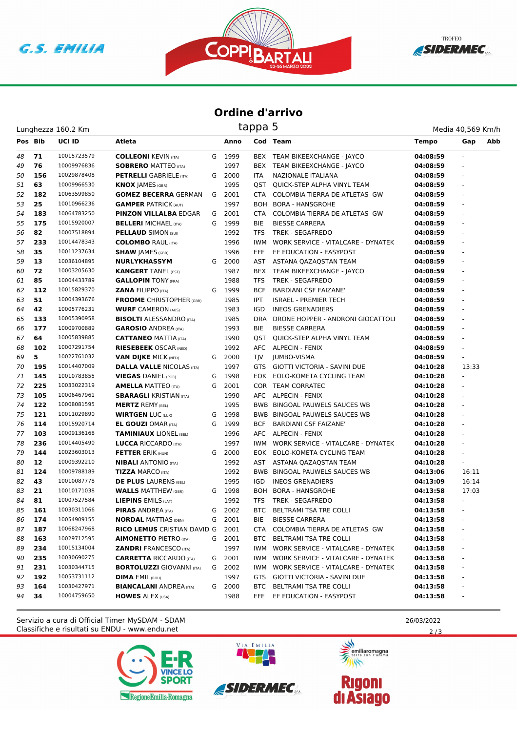## Ordine d'arrivo

tappa 5

Lunghezza 160.2 Km

Media 40,569 Km/h

| Pos | Bib | UCI ID | Atleta | | Anno | Cod | Team | Tempo | Gap | Abb |
|---|---|---|---|---|---|---|---|---|---|---|
| 48 | 71 | 10015723579 | **COLLEONI** KEVIN (ITA) | G | 1999 | BEX | TEAM BIKEEXCHANGE - JAYCO | 04:08:59 | - | |
| 49 | 76 | 10009976836 | **SOBRERO** MATTEO (ITA) | | 1997 | BEX | TEAM BIKEEXCHANGE - JAYCO | 04:08:59 | - | |
| 50 | 156 | 10029878408 | **PETRELLI** GABRIELE (ITA) | G | 2000 | ITA | NAZIONALE ITALIANA | 04:08:59 | - | |
| 51 | 63 | 10009966530 | **KNOX** JAMES (GBR) | | 1995 | QST | QUICK-STEP ALPHA VINYL TEAM | 04:08:59 | - | |
| 52 | 182 | 10063599850 | **GOMEZ BECERRA** GERMAN | G | 2001 | CTA | COLOMBIA TIERRA DE ATLETAS GW | 04:08:59 | - | |
| 53 | 25 | 10010966236 | **GAMPER** PATRICK (AUT) | | 1997 | BOH | BORA - HANSGROHE | 04:08:59 | - | |
| 54 | 183 | 10064783250 | **PINZON VILLALBA** EDGAR | G | 2001 | CTA | COLOMBIA TIERRA DE ATLETAS GW | 04:08:59 | - | |
| 55 | 175 | 10015920007 | **BELLERI** MICHAEL (ITA) | G | 1999 | BIE | BIESSE CARRERA | 04:08:59 | - | |
| 56 | 82 | 10007518894 | **PELLAUD** SIMON (SUI) | | 1992 | TFS | TREK - SEGAFREDO | 04:08:59 | - | |
| 57 | 233 | 10014478343 | **COLOMBO** RAUL (ITA) | | 1996 | IWM | WORK SERVICE - VITALCARE - DYNATEK | 04:08:59 | - | |
| 58 | 35 | 10011237634 | **SHAW** JAMES (GBR) | | 1996 | EFE | EF EDUCATION - EASYPOST | 04:08:59 | - | |
| 59 | 13 | 10036104895 | **NURLYKHASSYM** | G | 2000 | AST | ASTANA QAZAQSTAN TEAM | 04:08:59 | - | |
| 60 | 72 | 10003205630 | **KANGERT** TANEL (EST) | | 1987 | BEX | TEAM BIKEEXCHANGE - JAYCO | 04:08:59 | - | |
| 61 | 85 | 10004433789 | **GALLOPIN** TONY (FRA) | | 1988 | TFS | TREK - SEGAFREDO | 04:08:59 | - | |
| 62 | 112 | 10015829370 | **ZANA** FILIPPO (ITA) | G | 1999 | BCF | BARDIANI CSF FAIZANE' | 04:08:59 | - | |
| 63 | 51 | 10004393676 | **FROOME** CHRISTOPHER (GBR) | | 1985 | IPT | ISRAEL - PREMIER TECH | 04:08:59 | - | |
| 64 | 42 | 10005776231 | **WURF** CAMERON (AUS) | | 1983 | IGD | INEOS GRENADIERS | 04:08:59 | - | |
| 65 | 133 | 10005390958 | **BISOLTI** ALESSANDRO (ITA) | | 1985 | DRA | DRONE HOPPER - ANDRONI GIOCATTOLI | 04:08:59 | - | |
| 66 | 177 | 10009700889 | **GAROSIO** ANDREA (ITA) | | 1993 | BIE | BIESSE CARRERA | 04:08:59 | - | |
| 67 | 64 | 10005839885 | **CATTANEO** MATTIA (ITA) | | 1990 | QST | QUICK-STEP ALPHA VINYL TEAM | 04:08:59 | - | |
| 68 | 102 | 10007291754 | **RIESEBEEK** OSCAR (NED) | | 1992 | AFC | ALPECIN - FENIX | 04:08:59 | - | |
| 69 | 5 | 10022761032 | **VAN DIJKE** MICK (NED) | G | 2000 | TJV | JUMBO-VISMA | 04:08:59 | - | |
| 70 | 195 | 10014407009 | **DALLA VALLE** NICOLAS (ITA) | | 1997 | GTS | GIOTTI VICTORIA - SAVINI DUE | 04:10:28 | 13:33 | |
| 71 | 145 | 10010783855 | **VIEGAS** DANIEL (POR) | G | 1998 | EOK | EOLO-KOMETA CYCLING TEAM | 04:10:28 | - | |
| 72 | 225 | 10033022319 | **AMELLA** MATTEO (ITA) | G | 2001 | COR | TEAM CORRATEC | 04:10:28 | - | |
| 73 | 105 | 10006467961 | **SBARAGLI** KRISTIAN (ITA) | | 1990 | AFC | ALPECIN - FENIX | 04:10:28 | - | |
| 74 | 122 | 10008081595 | **MERTZ** REMY (BEL) | | 1995 | BWB | BINGOAL PAUWELS SAUCES WB | 04:10:28 | - | |
| 75 | 121 | 10011029890 | **WIRTGEN** LUC (LUX) | G | 1998 | BWB | BINGOAL PAUWELS SAUCES WB | 04:10:28 | - | |
| 76 | 114 | 10015920714 | **EL GOUZI** OMAR (ITA) | G | 1999 | BCF | BARDIANI CSF FAIZANE' | 04:10:28 | - | |
| 77 | 103 | 10009136168 | **TAMINIAUX** LIONEL (BEL) | | 1996 | AFC | ALPECIN - FENIX | 04:10:28 | - | |
| 78 | 236 | 10014405490 | **LUCCA** RICCARDO (ITA) | | 1997 | IWM | WORK SERVICE - VITALCARE - DYNATEK | 04:10:28 | - | |
| 79 | 144 | 10023603013 | **FETTER** ERIK (HUN) | G | 2000 | EOK | EOLO-KOMETA CYCLING TEAM | 04:10:28 | - | |
| 80 | 12 | 10009392210 | **NIBALI** ANTONIO (ITA) | | 1992 | AST | ASTANA QAZAQSTAN TEAM | 04:10:28 | - | |
| 81 | 124 | 10009788189 | **TIZZA** MARCO (ITA) | | 1992 | BWB | BINGOAL PAUWELS SAUCES WB | 04:13:06 | 16:11 | |
| 82 | 43 | 10010087778 | **DE PLUS** LAURENS (BEL) | | 1995 | IGD | INEOS GRENADIERS | 04:13:09 | 16:14 | |
| 83 | 21 | 10010171038 | **WALLS** MATTHEW (GBR) | G | 1998 | BOH | BORA - HANSGROHE | 04:13:58 | 17:03 | |
| 84 | 81 | 10007527584 | **LIEPINS** EMILS (LAT) | | 1992 | TFS | TREK - SEGAFREDO | 04:13:58 | - | |
| 85 | 161 | 10030311066 | **PIRAS** ANDREA (ITA) | G | 2002 | BTC | BELTRAMI TSA TRE COLLI | 04:13:58 | - | |
| 86 | 174 | 10054909155 | **NORDAL** MATTIAS (DEN) | G | 2001 | BIE | BIESSE CARRERA | 04:13:58 | - | |
| 87 | 187 | 10068247968 | **RICO LEMUS** CRISTIAN DAVID | G | 2001 | CTA | COLOMBIA TIERRA DE ATLETAS GW | 04:13:58 | - | |
| 88 | 163 | 10029712595 | **AIMONETTO** PIETRO (ITA) | G | 2001 | BTC | BELTRAMI TSA TRE COLLI | 04:13:58 | - | |
| 89 | 234 | 10015134004 | **ZANDRI** FRANCESCO (ITA) | | 1997 | IWM | WORK SERVICE - VITALCARE - DYNATEK | 04:13:58 | - | |
| 90 | 235 | 10030690275 | **CARRETTA** RICCARDO (ITA) | G | 2001 | IWM | WORK SERVICE - VITALCARE - DYNATEK | 04:13:58 | - | |
| 91 | 231 | 10030344715 | **BORTOLUZZI** GIOVANNI (ITA) | G | 2002 | IWM | WORK SERVICE - VITALCARE - DYNATEK | 04:13:58 | - | |
| 92 | 192 | 10053731112 | **DIMA** EMIL (ROU) | | 1997 | GTS | GIOTTI VICTORIA - SAVINI DUE | 04:13:58 | - | |
| 93 | 164 | 10030427971 | **BIANCALANI** ANDREA (ITA) | G | 2000 | BTC | BELTRAMI TSA TRE COLLI | 04:13:58 | - | |
| 94 | 34 | 10004759650 | **HOWES** ALEX (USA) | | 1988 | EFE | EF EDUCATION - EASYPOST | 04:13:58 | - | |

Servizio a cura di Official Timer MySDAM - SDAM
Classifiche e risultati su ENDU - www.endu.net

26/03/2022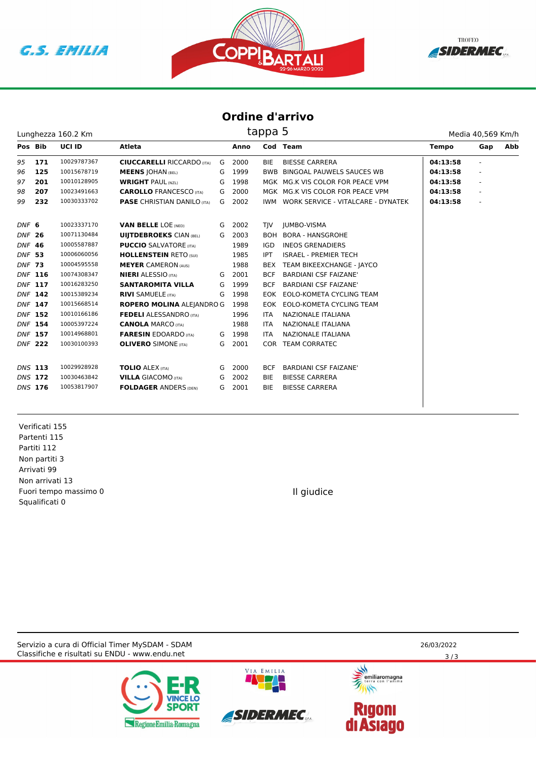## Ordine d'arrivo

tappa 5

Lunghezza 160.2 Km — Media 40,569 Km/h

| Pos | Bib | UCI ID | Atleta | | Anno | Cod | Team | Tempo | Gap | Abb |
|---|---|---|---|---|---|---|---|---|---|---|
| 95 | 171 | 10029787367 | **CIUCCARELLI** RICCARDO (ITA) | G | 2000 | BIE | BIESSE CARRERA | **04:13:58** | - | |
| 96 | 125 | 10015678719 | **MEENS** JOHAN (BEL) | G | 1999 | BWB | BINGOAL PAUWELS SAUCES WB | **04:13:58** | - | |
| 97 | 201 | 10010128905 | **WRIGHT** PAUL (NZL) | G | 1998 | MGK | MG.K VIS COLOR FOR PEACE VPM | **04:13:58** | - | |
| 98 | 207 | 10023491663 | **CAROLLO** FRANCESCO (ITA) | G | 2000 | MGK | MG.K VIS COLOR FOR PEACE VPM | **04:13:58** | - | |
| 99 | 232 | 10030333702 | **PASE** CHRISTIAN DANILO (ITA) | G | 2002 | IWM | WORK SERVICE - VITALCARE - DYNATEK | **04:13:58** | - | |
| DNF | 6 | 10023337170 | **VAN BELLE** LOE (NED) | G | 2002 | TJV | JUMBO-VISMA | | | |
| DNF | 26 | 10071130484 | **UIJTDEBROEKS** CIAN (BEL) | G | 2003 | BOH | BORA - HANSGROHE | | | |
| DNF | 46 | 10005587887 | **PUCCIO** SALVATORE (ITA) | | 1989 | IGD | INEOS GRENADIERS | | | |
| DNF | 53 | 10006060056 | **HOLLENSTEIN** RETO (SUI) | | 1985 | IPT | ISRAEL - PREMIER TECH | | | |
| DNF | 73 | 10004595558 | **MEYER** CAMERON (AUS) | | 1988 | BEX | TEAM BIKEEXCHANGE - JAYCO | | | |
| DNF | 116 | 10074308347 | **NIERI** ALESSIO (ITA) | G | 2001 | BCF | BARDIANI CSF FAIZANE' | | | |
| DNF | 117 | 10016283250 | **SANTAROMITA VILLA** | G | 1999 | BCF | BARDIANI CSF FAIZANE' | | | |
| DNF | 142 | 10015389234 | **RIVI** SAMUELE (ITA) | G | 1998 | EOK | EOLO-KOMETA CYCLING TEAM | | | |
| DNF | 147 | 10015668514 | **ROPERO MOLINA** ALEJANDRO | G | 1998 | EOK | EOLO-KOMETA CYCLING TEAM | | | |
| DNF | 152 | 10010166186 | **FEDELI** ALESSANDRO (ITA) | | 1996 | ITA | NAZIONALE ITALIANA | | | |
| DNF | 154 | 10005397224 | **CANOLA** MARCO (ITA) | | 1988 | ITA | NAZIONALE ITALIANA | | | |
| DNF | 157 | 10014968801 | **FARESIN** EDOARDO (ITA) | G | 1998 | ITA | NAZIONALE ITALIANA | | | |
| DNF | 222 | 10030100393 | **OLIVERO** SIMONE (ITA) | G | 2001 | COR | TEAM CORRATEC | | | |
| DNS | 113 | 10029928928 | **TOLIO** ALEX (ITA) | G | 2000 | BCF | BARDIANI CSF FAIZANE' | | | |
| DNS | 172 | 10030463842 | **VILLA** GIACOMO (ITA) | G | 2002 | BIE | BIESSE CARRERA | | | |
| DNS | 176 | 10053817907 | **FOLDAGER** ANDERS (DEN) | G | 2001 | BIE | BIESSE CARRERA | | | |

Verificati 155
Partenti 115
Partiti 112
Non partiti 3
Arrivati 99
Non arrivati 13
Fuori tempo massimo 0
Squalificati 0

Il giudice

Servizio a cura di Official Timer MySDAM - SDAM
Classifiche e risultati su ENDU - www.endu.net

26/03/2022